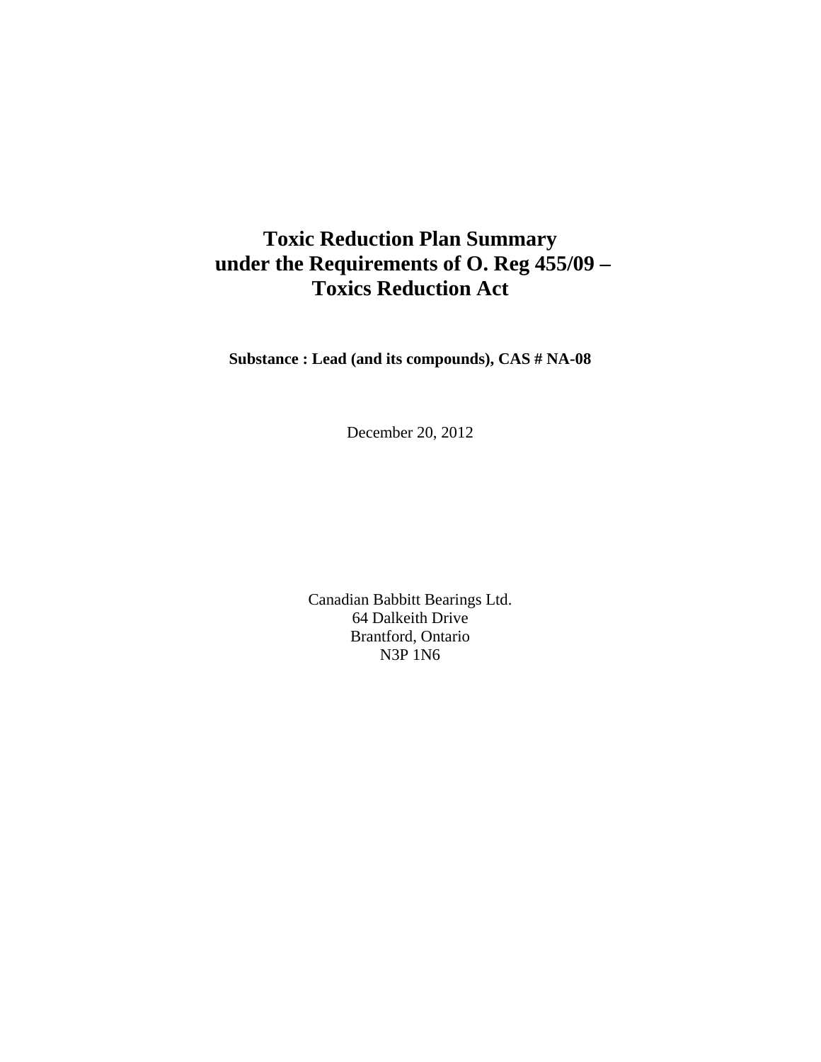# Toxic Reduction Plan Summary under the Requirements of O. Reg 455/09 – Toxics Reduction Act

**Substance : Lead (and its compounds), CAS # NA-08**

December 20, 2012

Canadian Babbitt Bearings Ltd.
64 Dalkeith Drive
Brantford, Ontario
N3P 1N6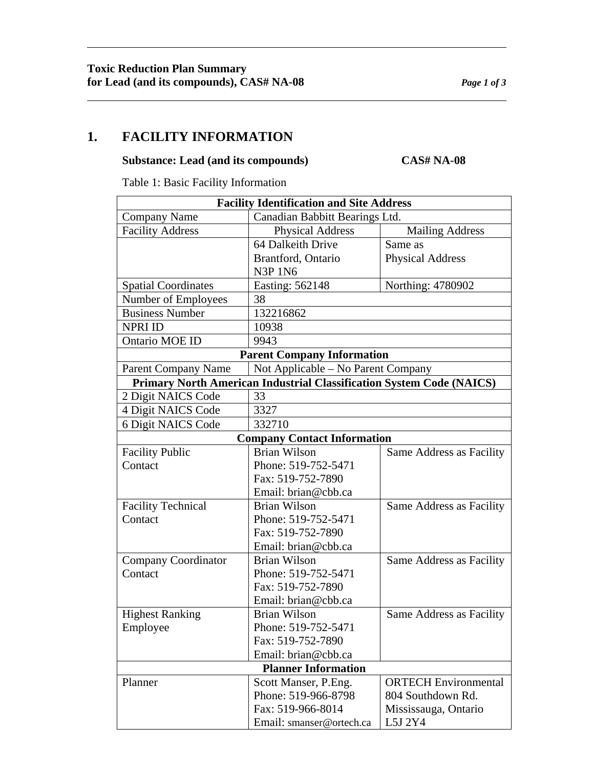## 1. FACILITY INFORMATION

**Substance: Lead (and its compounds) CAS# NA-08**

Table 1: Basic Facility Information

| **Facility Identification and Site Address** | | |
|---|---|---|
| Company Name | Canadian Babbitt Bearings Ltd. | |
| Facility Address | Physical Address | Mailing Address |
| | 64 Dalkeith Drive<br>Brantford, Ontario<br>N3P 1N6 | Same as<br>Physical Address |
| Spatial Coordinates | Easting: 562148 | Northing: 4780902 |
| Number of Employees | 38 | |
| Business Number | 132216862 | |
| NPRI ID | 10938 | |
| Ontario MOE ID | 9943 | |
| **Parent Company Information** | | |
| Parent Company Name | Not Applicable – No Parent Company | |
| **Primary North American Industrial Classification System Code (NAICS)** | | |
| 2 Digit NAICS Code | 33 | |
| 4 Digit NAICS Code | 3327 | |
| 6 Digit NAICS Code | 332710 | |
| **Company Contact Information** | | |
| Facility Public Contact | Brian Wilson<br>Phone: 519-752-5471<br>Fax: 519-752-7890<br>Email: brian@cbb.ca | Same Address as Facility |
| Facility Technical Contact | Brian Wilson<br>Phone: 519-752-5471<br>Fax: 519-752-7890<br>Email: brian@cbb.ca | Same Address as Facility |
| Company Coordinator Contact | Brian Wilson<br>Phone: 519-752-5471<br>Fax: 519-752-7890<br>Email: brian@cbb.ca | Same Address as Facility |
| Highest Ranking Employee | Brian Wilson<br>Phone: 519-752-5471<br>Fax: 519-752-7890<br>Email: brian@cbb.ca | Same Address as Facility |
| **Planner Information** | | |
| Planner | Scott Manser, P.Eng.<br>Phone: 519-966-8798<br>Fax: 519-966-8014<br>Email: smanser@ortech.ca | ORTECH Environmental<br>804 Southdown Rd.<br>Mississauga, Ontario<br>L5J 2Y4 |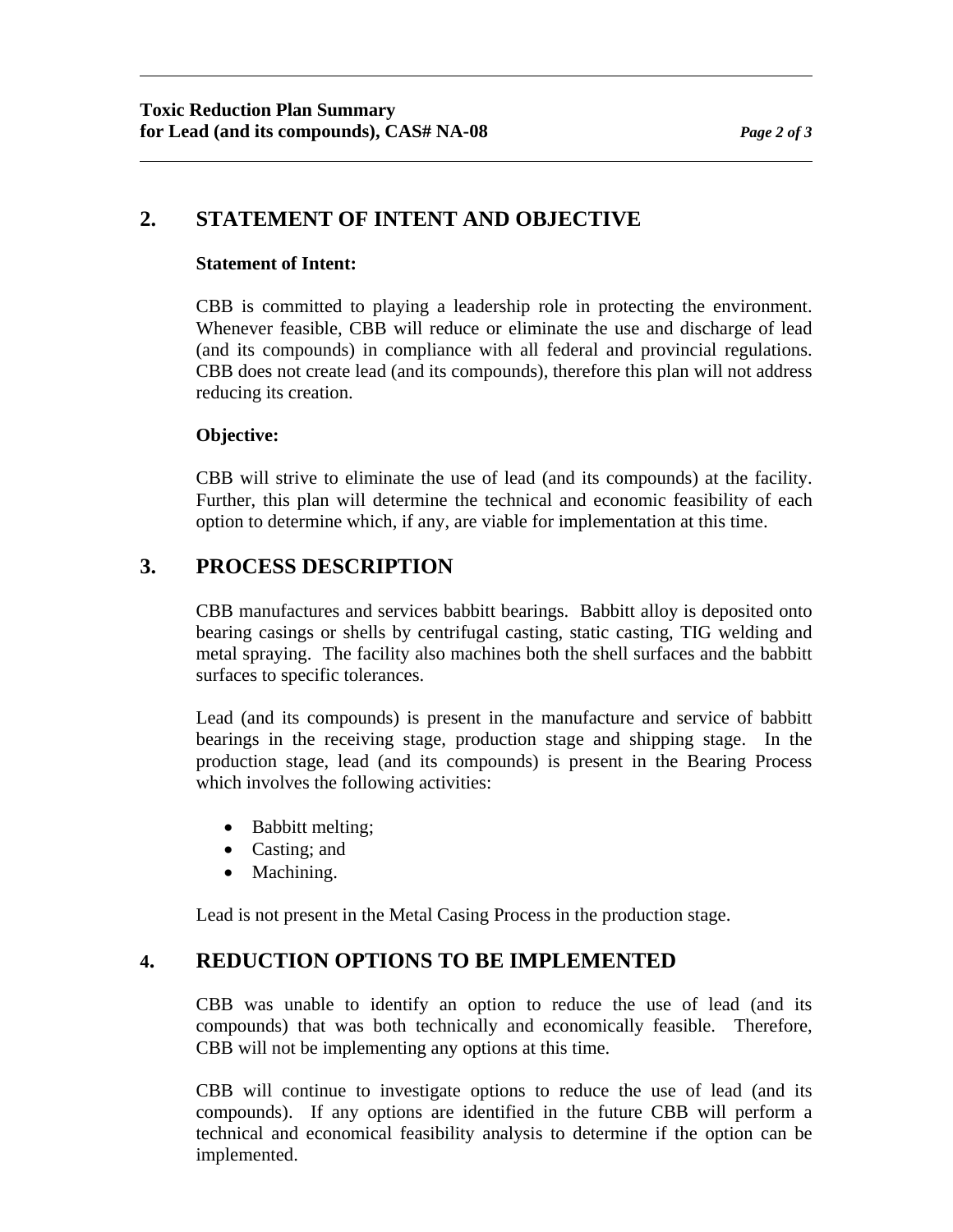## 2. STATEMENT OF INTENT AND OBJECTIVE

**Statement of Intent:**

CBB is committed to playing a leadership role in protecting the environment. Whenever feasible, CBB will reduce or eliminate the use and discharge of lead (and its compounds) in compliance with all federal and provincial regulations. CBB does not create lead (and its compounds), therefore this plan will not address reducing its creation.

**Objective:**

CBB will strive to eliminate the use of lead (and its compounds) at the facility. Further, this plan will determine the technical and economic feasibility of each option to determine which, if any, are viable for implementation at this time.

## 3. PROCESS DESCRIPTION

CBB manufactures and services babbitt bearings. Babbitt alloy is deposited onto bearing casings or shells by centrifugal casting, static casting, TIG welding and metal spraying. The facility also machines both the shell surfaces and the babbitt surfaces to specific tolerances.

Lead (and its compounds) is present in the manufacture and service of babbitt bearings in the receiving stage, production stage and shipping stage. In the production stage, lead (and its compounds) is present in the Bearing Process which involves the following activities:

- Babbitt melting;
- Casting; and
- Machining.

Lead is not present in the Metal Casing Process in the production stage.

## 4. REDUCTION OPTIONS TO BE IMPLEMENTED

CBB was unable to identify an option to reduce the use of lead (and its compounds) that was both technically and economically feasible. Therefore, CBB will not be implementing any options at this time.

CBB will continue to investigate options to reduce the use of lead (and its compounds). If any options are identified in the future CBB will perform a technical and economical feasibility analysis to determine if the option can be implemented.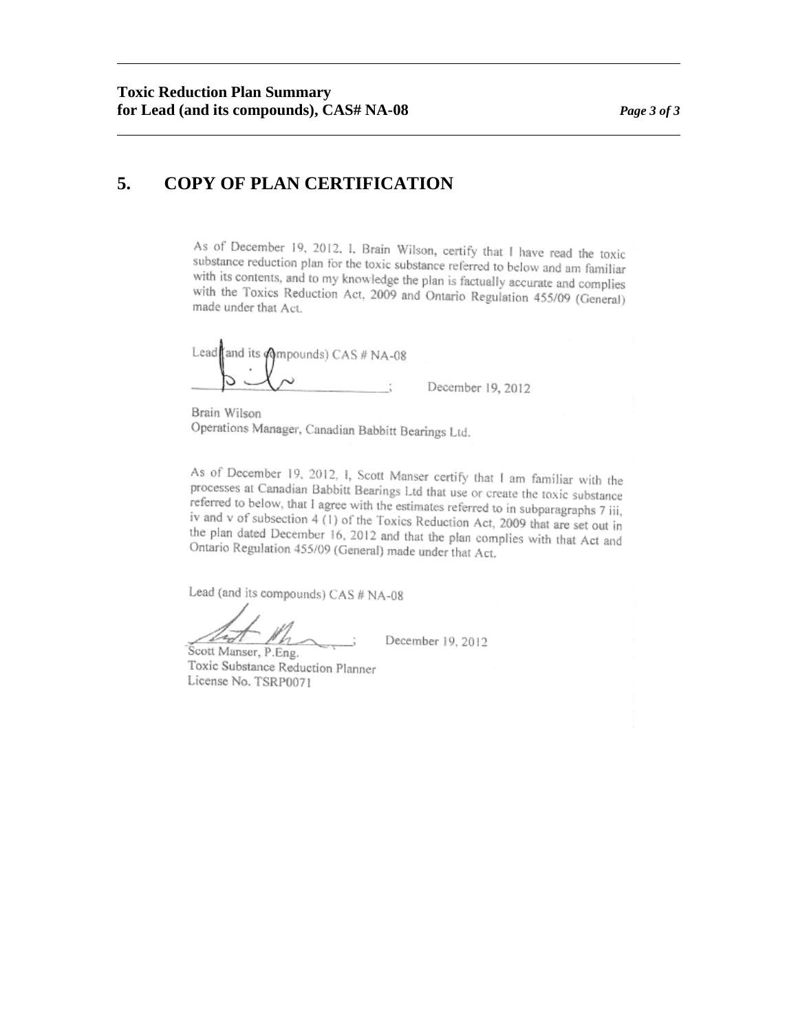## 5. COPY OF PLAN CERTIFICATION

As of December 19, 2012, I, Brain Wilson, certify that I have read the toxic substance reduction plan for the toxic substance referred to below and am familiar with its contents, and to my knowledge the plan is factually accurate and complies with the Toxics Reduction Act, 2009 and Ontario Regulation 455/09 (General) made under that Act.

Lead (and its compounds) CAS # NA-08

_______________________; December 19, 2012

Brain Wilson
Operations Manager, Canadian Babbitt Bearings Ltd.

As of December 19, 2012, I, Scott Manser certify that I am familiar with the processes at Canadian Babbitt Bearings Ltd that use or create the toxic substance referred to below, that I agree with the estimates referred to in subparagraphs 7 iii, iv and v of subsection 4 (1) of the Toxics Reduction Act, 2009 that are set out in the plan dated December 16, 2012 and that the plan complies with that Act and Ontario Regulation 455/09 (General) made under that Act.

Lead (and its compounds) CAS # NA-08

_______________________; December 19, 2012

Scott Manser, P.Eng.
Toxic Substance Reduction Planner
License No. TSRP0071